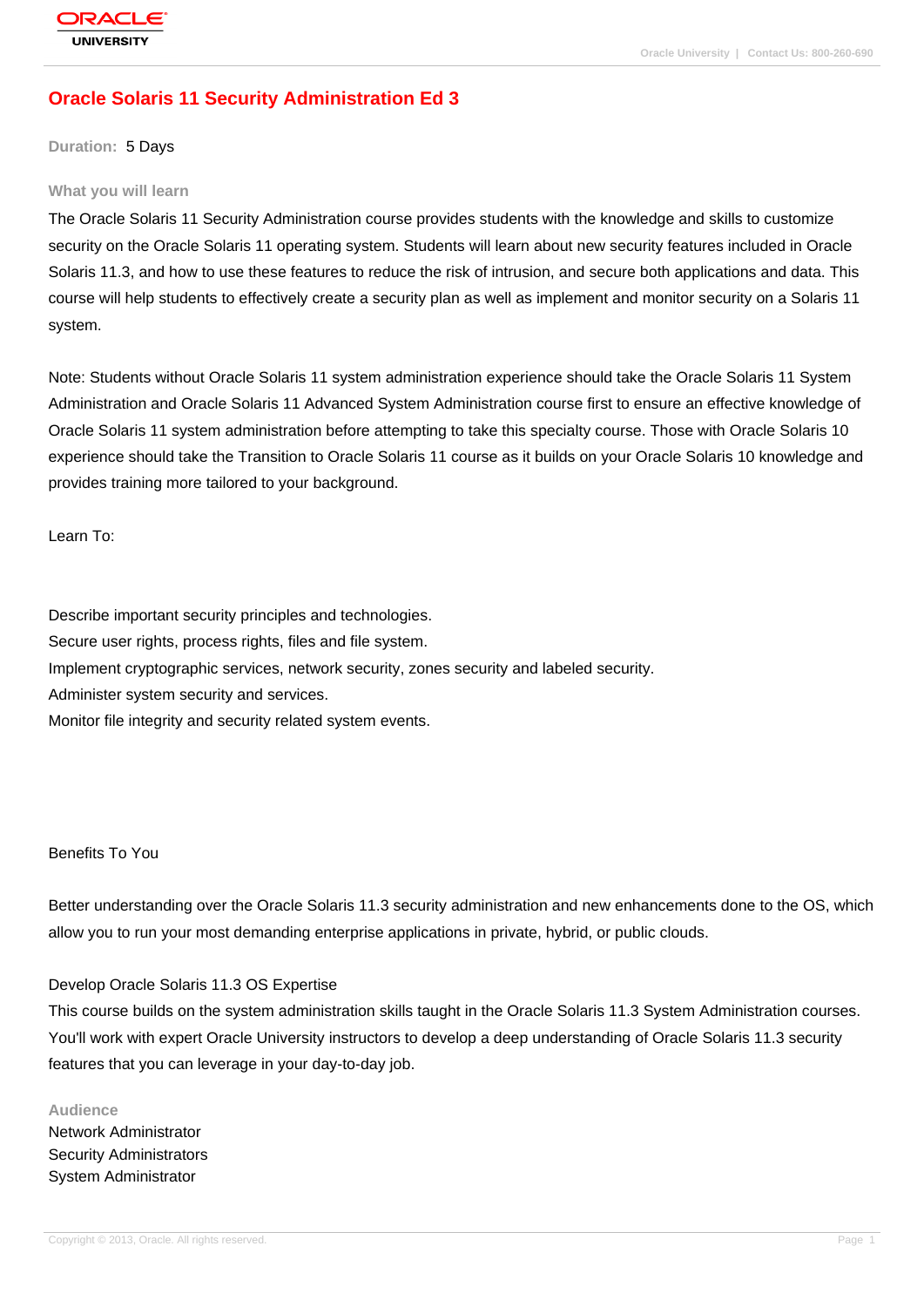# Oracle Solaris 11 Security Administration Ed 3

**Duration:** 5 Days

## What you will learn

The Oracle Solaris 11 Security Administration course provides students with the knowledge and skills to customize security on the Oracle Solaris 11 operating system. Students will learn about new security features included in Oracle Solaris 11.3, and how to use these features to reduce the risk of intrusion, and secure both applications and data. This course will help students to effectively create a security plan as well as implement and monitor security on a Solaris 11 system.

Note: Students without Oracle Solaris 11 system administration experience should take the Oracle Solaris 11 System Administration and Oracle Solaris 11 Advanced System Administration course first to ensure an effective knowledge of Oracle Solaris 11 system administration before attempting to take this specialty course. Those with Oracle Solaris 10 experience should take the Transition to Oracle Solaris 11 course as it builds on your Oracle Solaris 10 knowledge and provides training more tailored to your background.

Learn To:

Describe important security principles and technologies.
Secure user rights, process rights, files and file system.
Implement cryptographic services, network security, zones security and labeled security.
Administer system security and services.
Monitor file integrity and security related system events.

Benefits To You

Better understanding over the Oracle Solaris 11.3 security administration and new enhancements done to the OS, which allow you to run your most demanding enterprise applications in private, hybrid, or public clouds.

Develop Oracle Solaris 11.3 OS Expertise
This course builds on the system administration skills taught in the Oracle Solaris 11.3 System Administration courses. You'll work with expert Oracle University instructors to develop a deep understanding of Oracle Solaris 11.3 security features that you can leverage in your day-to-day job.

## Audience

Network Administrator
Security Administrators
System Administrator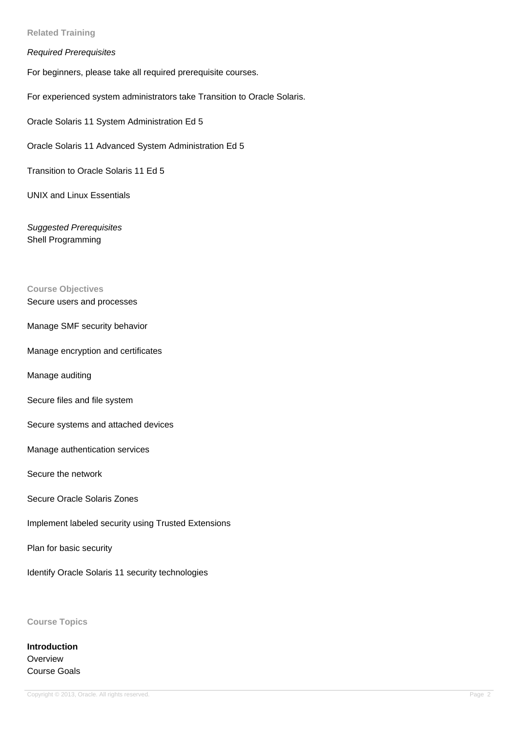## Related Training

*Required Prerequisites*

For beginners, please take all required prerequisite courses.

For experienced system administrators take Transition to Oracle Solaris.

Oracle Solaris 11 System Administration Ed 5

Oracle Solaris 11 Advanced System Administration Ed 5

Transition to Oracle Solaris 11 Ed 5

UNIX and Linux Essentials

*Suggested Prerequisites*
Shell Programming

## Course Objectives

Secure users and processes

Manage SMF security behavior

Manage encryption and certificates

Manage auditing

Secure files and file system

Secure systems and attached devices

Manage authentication services

Secure the network

Secure Oracle Solaris Zones

Implement labeled security using Trusted Extensions

Plan for basic security

Identify Oracle Solaris 11 security technologies

## Course Topics

**Introduction**
Overview
Course Goals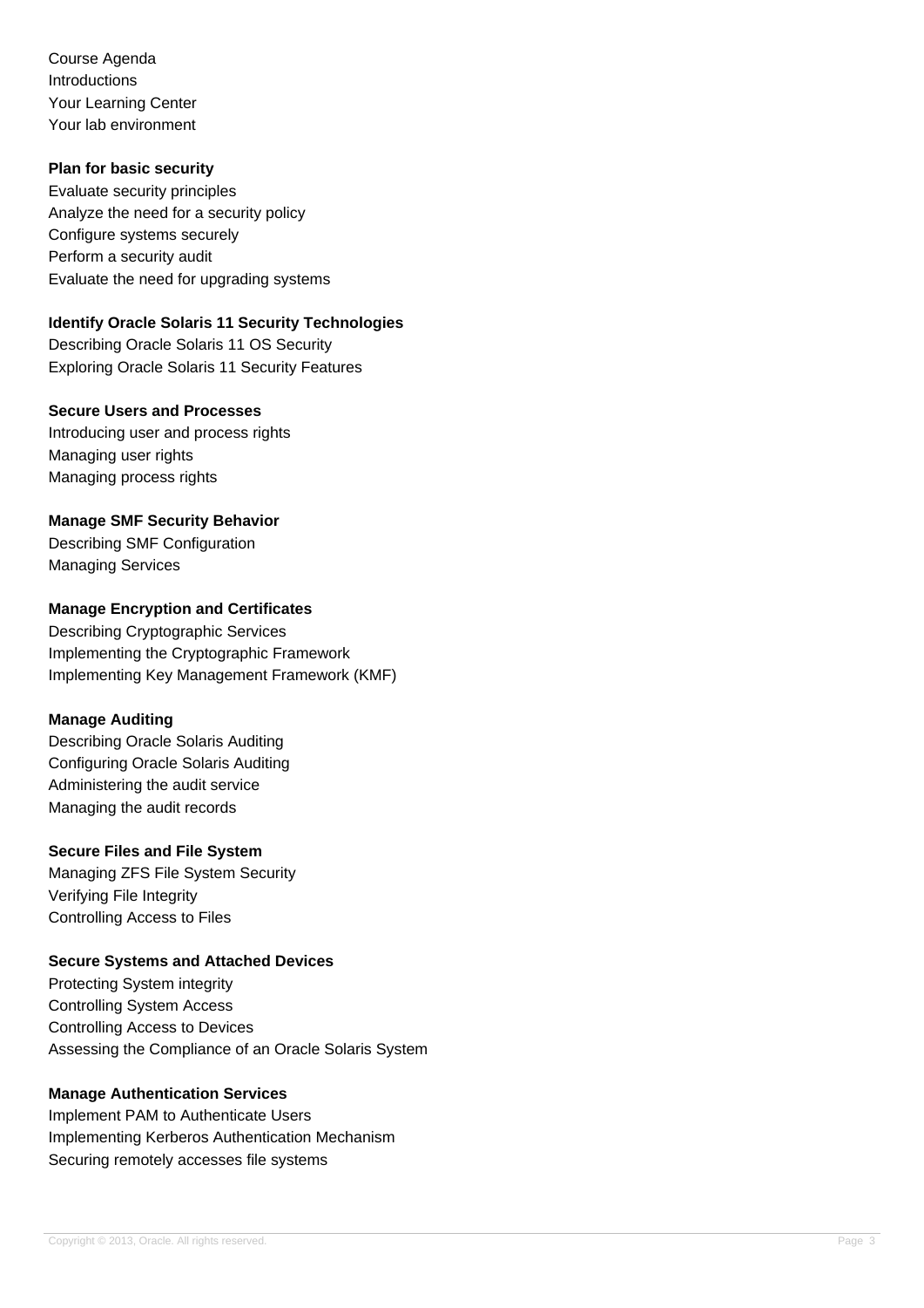Course Agenda
Introductions
Your Learning Center
Your lab environment

**Plan for basic security**

Evaluate security principles
Analyze the need for a security policy
Configure systems securely
Perform a security audit
Evaluate the need for upgrading systems

**Identify Oracle Solaris 11 Security Technologies**

Describing Oracle Solaris 11 OS Security
Exploring Oracle Solaris 11 Security Features

**Secure Users and Processes**

Introducing user and process rights
Managing user rights
Managing process rights

**Manage SMF Security Behavior**

Describing SMF Configuration
Managing Services

**Manage Encryption and Certificates**

Describing Cryptographic Services
Implementing the Cryptographic Framework
Implementing Key Management Framework (KMF)

**Manage Auditing**

Describing Oracle Solaris Auditing
Configuring Oracle Solaris Auditing
Administering the audit service
Managing the audit records

**Secure Files and File System**

Managing ZFS File System Security
Verifying File Integrity
Controlling Access to Files

**Secure Systems and Attached Devices**

Protecting System integrity
Controlling System Access
Controlling Access to Devices
Assessing the Compliance of an Oracle Solaris System

**Manage Authentication Services**

Implement PAM to Authenticate Users
Implementing Kerberos Authentication Mechanism
Securing remotely accesses file systems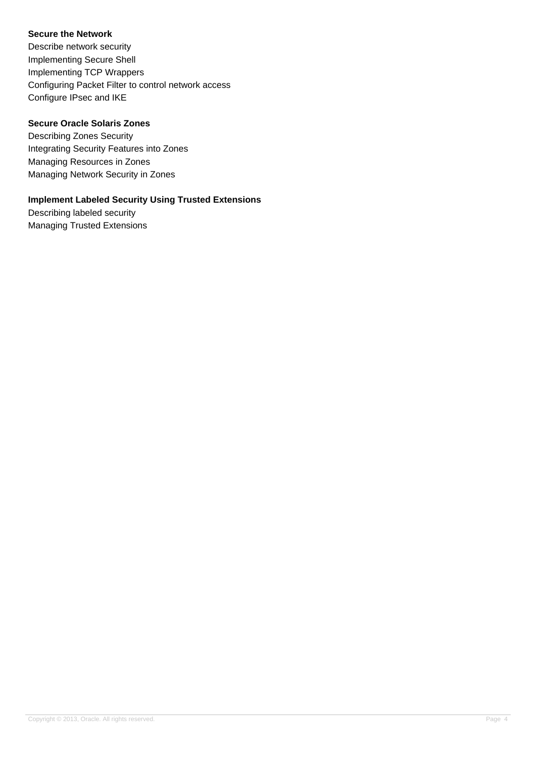**Secure the Network**

Describe network security
Implementing Secure Shell
Implementing TCP Wrappers
Configuring Packet Filter to control network access
Configure IPsec and IKE

**Secure Oracle Solaris Zones**

Describing Zones Security
Integrating Security Features into Zones
Managing Resources in Zones
Managing Network Security in Zones

**Implement Labeled Security Using Trusted Extensions**

Describing labeled security
Managing Trusted Extensions